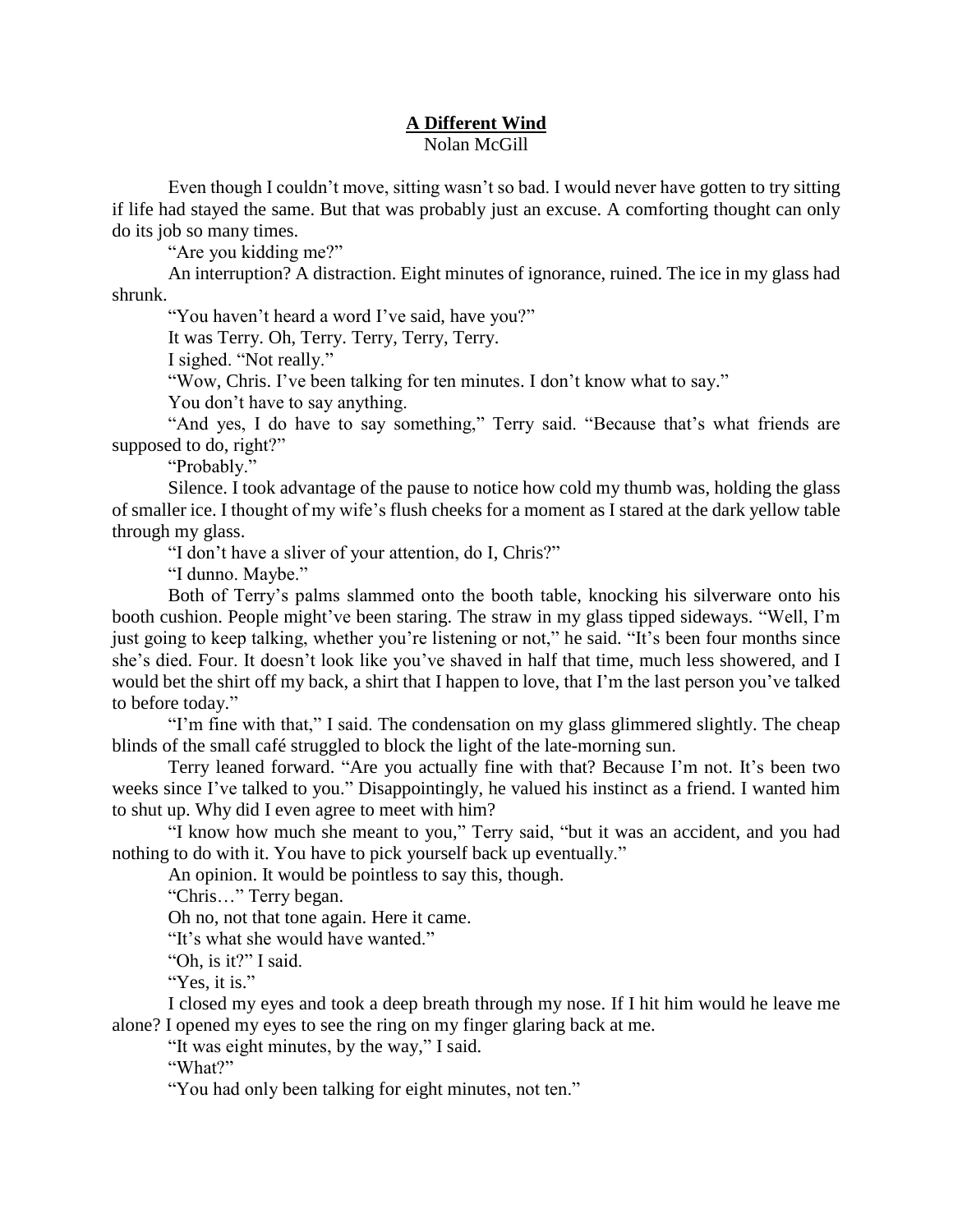**A Different Wind**

Nolan McGill

Even though I couldn't move, sitting wasn't so bad. I would never have gotten to try sitting if life had stayed the same. But that was probably just an excuse. A comforting thought can only do its job so many times.

"Are you kidding me?"

An interruption? A distraction. Eight minutes of ignorance, ruined. The ice in my glass had shrunk.

"You haven't heard a word I've said, have you?"

It was Terry. Oh, Terry. Terry, Terry, Terry.

I sighed. "Not really."

"Wow, Chris. I've been talking for ten minutes. I don't know what to say."

You don't have to say anything.

"And yes, I do have to say something," Terry said. "Because that's what friends are supposed to do, right?"

"Probably."

Silence. I took advantage of the pause to notice how cold my thumb was, holding the glass of smaller ice. I thought of my wife's flush cheeks for a moment as I stared at the dark yellow table through my glass.

"I don't have a sliver of your attention, do I, Chris?"

"I dunno. Maybe."

Both of Terry's palms slammed onto the booth table, knocking his silverware onto his booth cushion. People might've been staring. The straw in my glass tipped sideways. "Well, I'm just going to keep talking, whether you're listening or not," he said. "It's been four months since she's died. Four. It doesn't look like you've shaved in half that time, much less showered, and I would bet the shirt off my back, a shirt that I happen to love, that I'm the last person you've talked to before today."

"I'm fine with that," I said. The condensation on my glass glimmered slightly. The cheap blinds of the small café struggled to block the light of the late-morning sun.

Terry leaned forward. "Are you actually fine with that? Because I'm not. It's been two weeks since I've talked to you." Disappointingly, he valued his instinct as a friend. I wanted him to shut up. Why did I even agree to meet with him?

"I know how much she meant to you," Terry said, "but it was an accident, and you had nothing to do with it. You have to pick yourself back up eventually."

An opinion. It would be pointless to say this, though.

"Chris…" Terry began.

Oh no, not that tone again. Here it came.

"It's what she would have wanted."

"Oh, is it?" I said.

"Yes, it is."

I closed my eyes and took a deep breath through my nose. If I hit him would he leave me alone? I opened my eyes to see the ring on my finger glaring back at me.

"It was eight minutes, by the way," I said.

"What?"

"You had only been talking for eight minutes, not ten."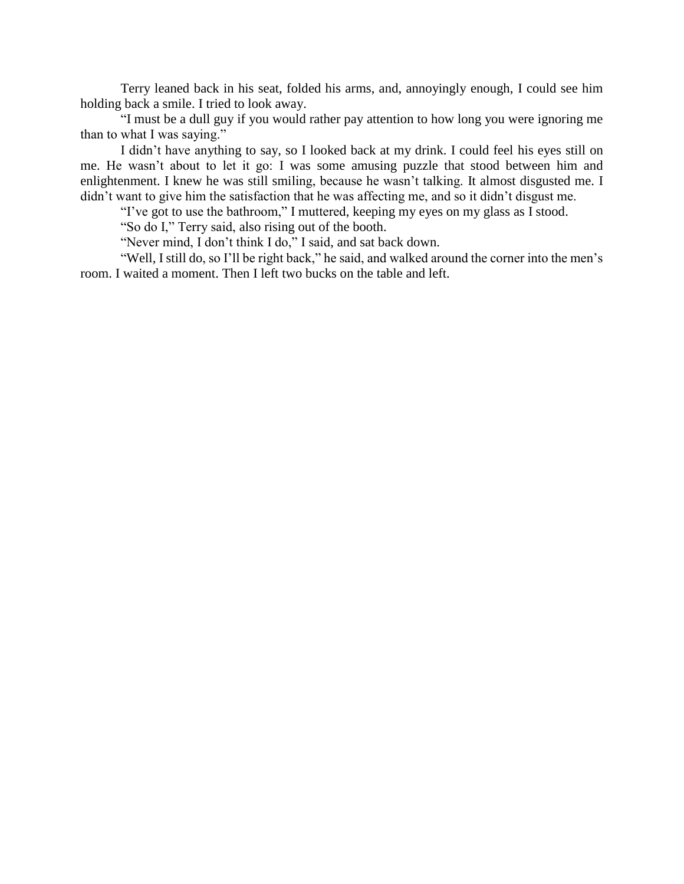Terry leaned back in his seat, folded his arms, and, annoyingly enough, I could see him holding back a smile. I tried to look away.

"I must be a dull guy if you would rather pay attention to how long you were ignoring me than to what I was saying."

I didn't have anything to say, so I looked back at my drink. I could feel his eyes still on me. He wasn't about to let it go: I was some amusing puzzle that stood between him and enlightenment. I knew he was still smiling, because he wasn't talking. It almost disgusted me. I didn't want to give him the satisfaction that he was affecting me, and so it didn't disgust me.

"I've got to use the bathroom," I muttered, keeping my eyes on my glass as I stood.

"So do I," Terry said, also rising out of the booth.

"Never mind, I don't think I do," I said, and sat back down.

"Well, I still do, so I'll be right back," he said, and walked around the corner into the men's room. I waited a moment. Then I left two bucks on the table and left.